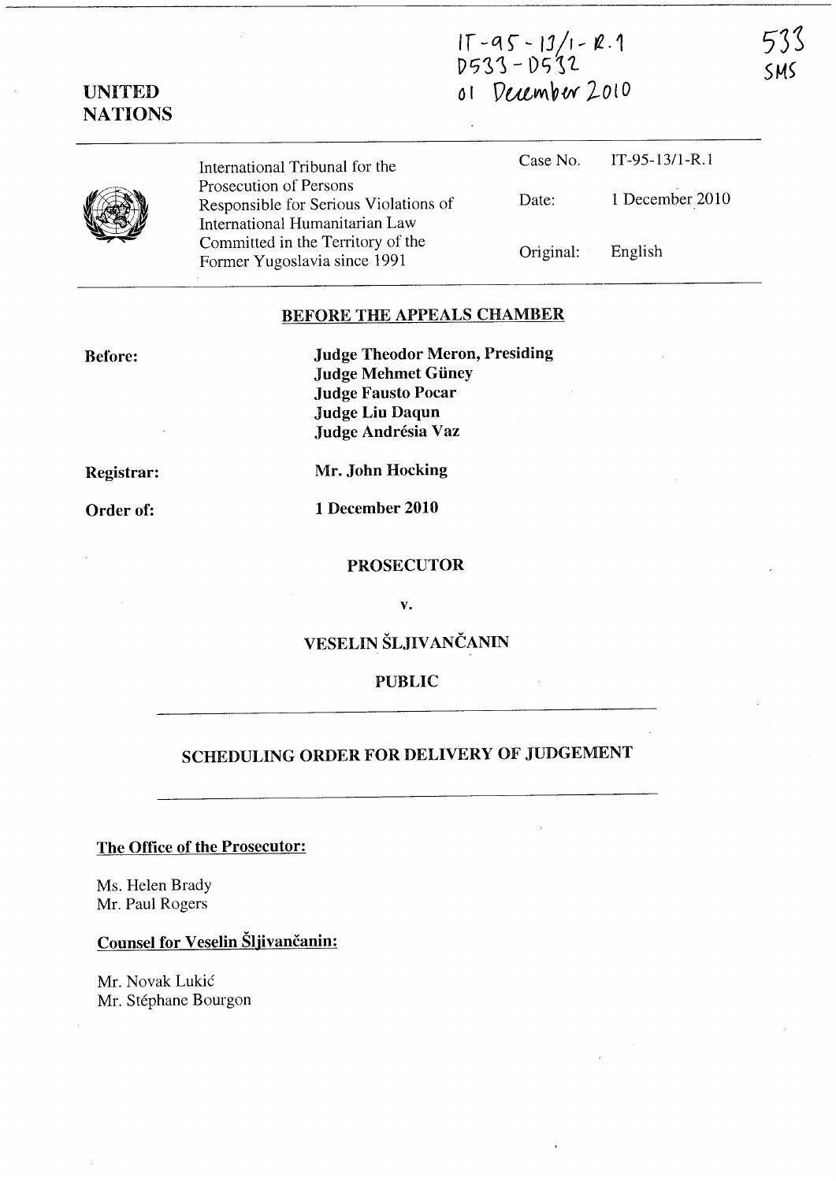IT-95-13/1-R.1
D533-D532
01 December 2010

533
SMS

**UNITED NATIONS**

International Tribunal for the Prosecution of Persons Responsible for Serious Violations of International Humanitarian Law Committed in the Territory of the Former Yugoslavia since 1991

| | |
|---|---|
| Case No. | IT-95-13/1-R.1 |
| Date: | 1 December 2010 |
| Original: | English |

## BEFORE THE APPEALS CHAMBER

**Before:**

**Judge Theodor Meron, Presiding**
**Judge Mehmet Güney**
**Judge Fausto Pocar**
**Judge Liu Daqun**
**Judge Andrésia Vaz**

**Registrar:** **Mr. John Hocking**

**Order of:** **1 December 2010**

**PROSECUTOR**

**v.**

**VESELIN ŠLJIVANČANIN**

**PUBLIC**

## SCHEDULING ORDER FOR DELIVERY OF JUDGEMENT

**The Office of the Prosecutor:**

Ms. Helen Brady
Mr. Paul Rogers

**Counsel for Veselin Šljivančanin:**

Mr. Novak Lukić
Mr. Stéphane Bourgon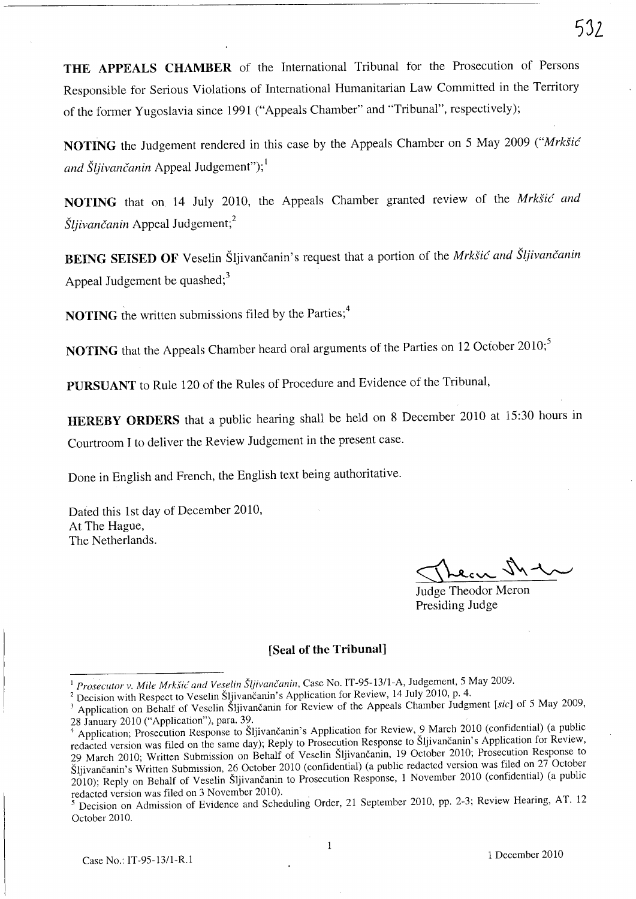**THE APPEALS CHAMBER** of the International Tribunal for the Prosecution of Persons Responsible for Serious Violations of International Humanitarian Law Committed in the Territory of the former Yugoslavia since 1991 ("Appeals Chamber" and "Tribunal", respectively);

**NOTING** the Judgement rendered in this case by the Appeals Chamber on 5 May 2009 ("*Mrkšić and Šljivančanin* Appeal Judgement");[1]

**NOTING** that on 14 July 2010, the Appeals Chamber granted review of the *Mrkšić and Šljivančanin* Appeal Judgement;[2]

**BEING SEISED OF** Veselin Šljivančanin's request that a portion of the *Mrkšić and Šljivančanin* Appeal Judgement be quashed;[3]

**NOTING** the written submissions filed by the Parties;[4]

**NOTING** that the Appeals Chamber heard oral arguments of the Parties on 12 October 2010;[5]

**PURSUANT** to Rule 120 of the Rules of Procedure and Evidence of the Tribunal,

**HEREBY ORDERS** that a public hearing shall be held on 8 December 2010 at 15:30 hours in Courtroom I to deliver the Review Judgement in the present case.

Done in English and French, the English text being authoritative.

Dated this 1st day of December 2010,
At The Hague,
The Netherlands.

Judge Theodor Meron
Presiding Judge

**[Seal of the Tribunal]**

---

[1] *Prosecutor v. Mile Mrkšić and Veselin Šljivančanin*, Case No. IT-95-13/1-A, Judgement, 5 May 2009.

[2] Decision with Respect to Veselin Šljivančanin's Application for Review, 14 July 2010, p. 4.

[3] Application on Behalf of Veselin Šljivančanin for Review of the Appeals Chamber Judgment [*sic*] of 5 May 2009, 28 January 2010 ("Application"), para. 39.

[4] Application; Prosecution Response to Šljivančanin's Application for Review, 9 March 2010 (confidential) (a public redacted version was filed on the same day); Reply to Prosecution Response to Šljivančanin's Application for Review, 29 March 2010; Written Submission on Behalf of Veselin Šljivančanin, 19 October 2010; Prosecution Response to Šljivančanin's Written Submission, 26 October 2010 (confidential) (a public redacted version was filed on 27 October 2010); Reply on Behalf of Veselin Šljivančanin to Prosecution Response, 1 November 2010 (confidential) (a public redacted version was filed on 3 November 2010).

[5] Decision on Admission of Evidence and Scheduling Order, 21 September 2010, pp. 2-3; Review Hearing, AT. 12 October 2010.

Case No.: IT-95-13/1-R.1 1 December 2010